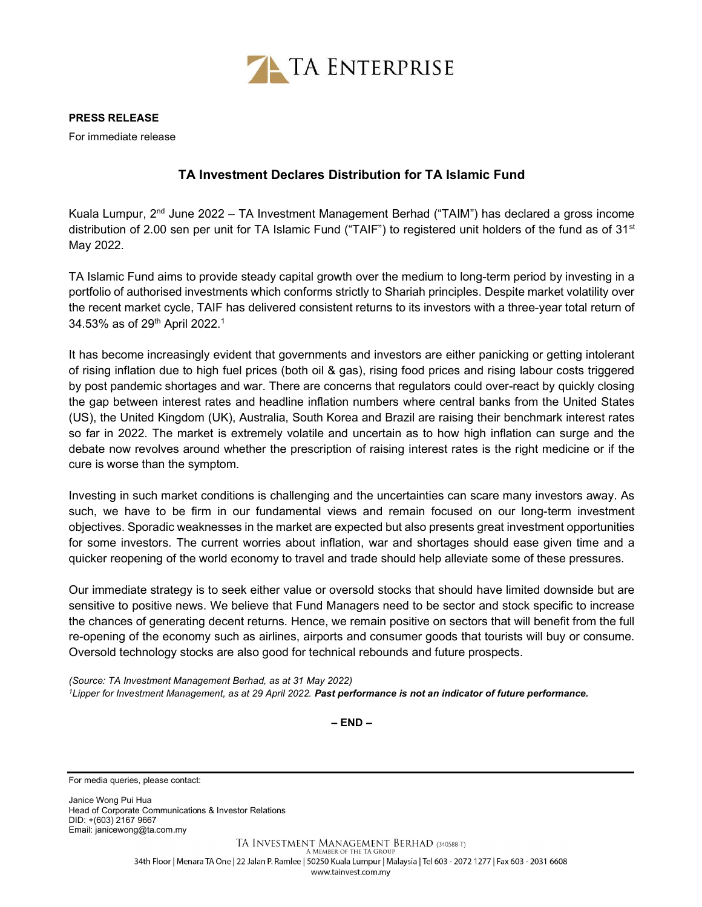TA ENTERPRISE

**PRESS RELEASE**

For immediate release

## TA Investment Declares Distribution for TA Islamic Fund

Kuala Lumpur, 2nd June 2022 – TA Investment Management Berhad ("TAIM") has declared a gross income distribution of 2.00 sen per unit for TA Islamic Fund ("TAIF") to registered unit holders of the fund as of 31st May 2022.

TA Islamic Fund aims to provide steady capital growth over the medium to long-term period by investing in a portfolio of authorised investments which conforms strictly to Shariah principles. Despite market volatility over the recent market cycle, TAIF has delivered consistent returns to its investors with a three-year total return of 34.53% as of 29th April 2022.[1]

It has become increasingly evident that governments and investors are either panicking or getting intolerant of rising inflation due to high fuel prices (both oil & gas), rising food prices and rising labour costs triggered by post pandemic shortages and war. There are concerns that regulators could over-react by quickly closing the gap between interest rates and headline inflation numbers where central banks from the United States (US), the United Kingdom (UK), Australia, South Korea and Brazil are raising their benchmark interest rates so far in 2022. The market is extremely volatile and uncertain as to how high inflation can surge and the debate now revolves around whether the prescription of raising interest rates is the right medicine or if the cure is worse than the symptom.

Investing in such market conditions is challenging and the uncertainties can scare many investors away. As such, we have to be firm in our fundamental views and remain focused on our long-term investment objectives. Sporadic weaknesses in the market are expected but also presents great investment opportunities for some investors. The current worries about inflation, war and shortages should ease given time and a quicker reopening of the world economy to travel and trade should help alleviate some of these pressures.

Our immediate strategy is to seek either value or oversold stocks that should have limited downside but are sensitive to positive news. We believe that Fund Managers need to be sector and stock specific to increase the chances of generating decent returns. Hence, we remain positive on sectors that will benefit from the full re-opening of the economy such as airlines, airports and consumer goods that tourists will buy or consume. Oversold technology stocks are also good for technical rebounds and future prospects.

*(Source: TA Investment Management Berhad, as at 31 May 2022)*
*[1]Lipper for Investment Management, as at 29 April 2022.* ***Past performance is not an indicator of future performance.***

**– END –**

For media queries, please contact:

Janice Wong Pui Hua
Head of Corporate Communications & Investor Relations
DID: +(603) 2167 9667
Email: janicewong@ta.com.my

TA INVESTMENT MANAGEMENT BERHAD (340588-T)
A MEMBER OF THE TA GROUP
34th Floor | Menara TA One | 22 Jalan P. Ramlee | 50250 Kuala Lumpur | Malaysia | Tel 603 - 2072 1277 | Fax 603 - 2031 6608
www.tainvest.com.my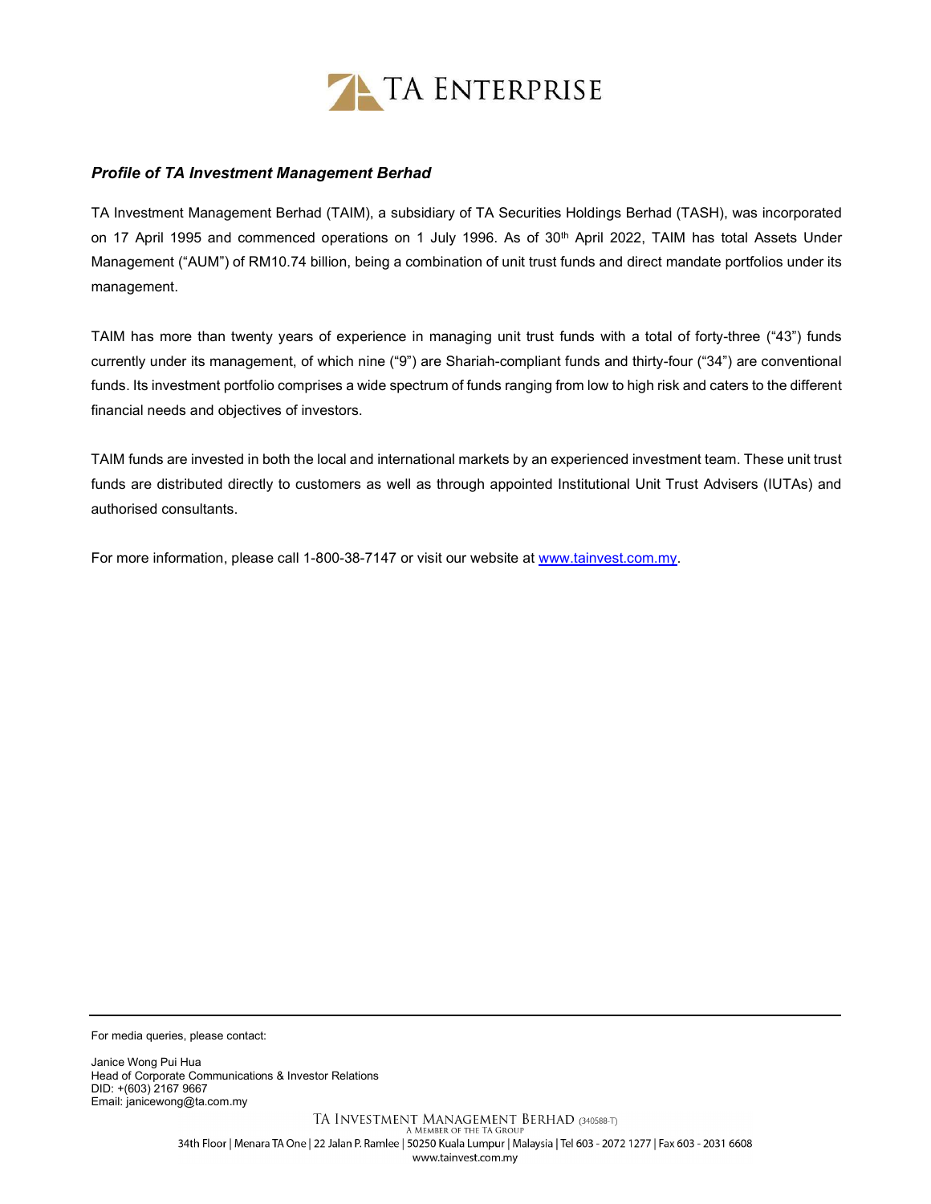### *Profile of TA Investment Management Berhad*

TA Investment Management Berhad (TAIM), a subsidiary of TA Securities Holdings Berhad (TASH), was incorporated on 17 April 1995 and commenced operations on 1 July 1996. As of 30th April 2022, TAIM has total Assets Under Management ("AUM") of RM10.74 billion, being a combination of unit trust funds and direct mandate portfolios under its management.

TAIM has more than twenty years of experience in managing unit trust funds with a total of forty-three ("43") funds currently under its management, of which nine ("9") are Shariah-compliant funds and thirty-four ("34") are conventional funds. Its investment portfolio comprises a wide spectrum of funds ranging from low to high risk and caters to the different financial needs and objectives of investors.

TAIM funds are invested in both the local and international markets by an experienced investment team. These unit trust funds are distributed directly to customers as well as through appointed Institutional Unit Trust Advisers (IUTAs) and authorised consultants.

For more information, please call 1-800-38-7147 or visit our website at www.tainvest.com.my.

---

For media queries, please contact:

Janice Wong Pui Hua
Head of Corporate Communications & Investor Relations
DID: +(603) 2167 9667
Email: janicewong@ta.com.my

TA INVESTMENT MANAGEMENT BERHAD (340588-T)
A MEMBER OF THE TA GROUP
34th Floor | Menara TA One | 22 Jalan P. Ramlee | 50250 Kuala Lumpur | Malaysia | Tel 603 - 2072 1277 | Fax 603 - 2031 6608
www.tainvest.com.my